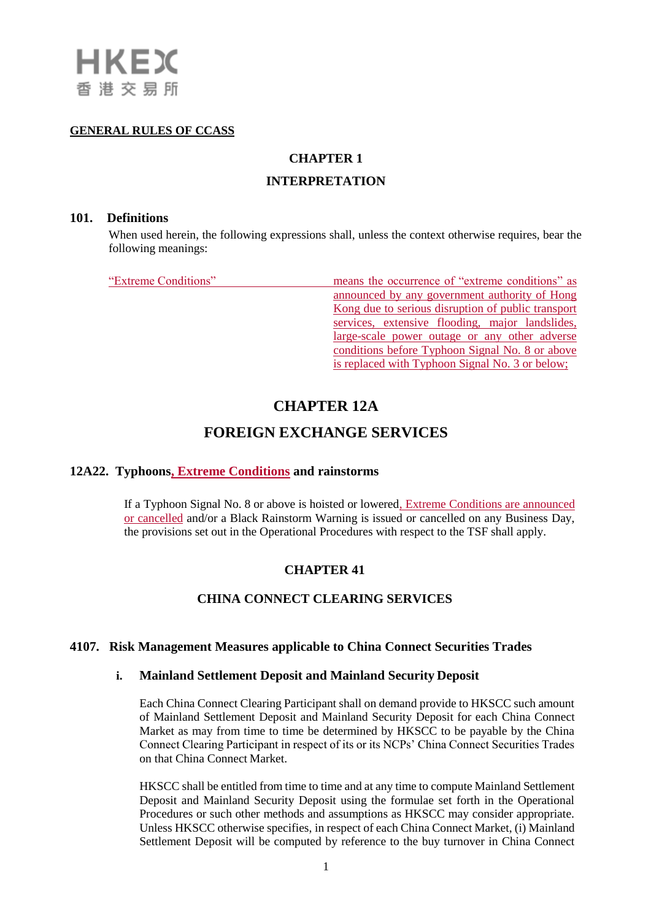**GENERAL RULES OF CCASS**

## CHAPTER 1

## INTERPRETATION

### 101. Definitions

When used herein, the following expressions shall, unless the context otherwise requires, bear the following meanings:

| | |
|---|---|
| "Extreme Conditions" | means the occurrence of "extreme conditions" as announced by any government authority of Hong Kong due to serious disruption of public transport services, extensive flooding, major landslides, large-scale power outage or any other adverse conditions before Typhoon Signal No. 8 or above is replaced with Typhoon Signal No. 3 or below; |

## CHAPTER 12A

## FOREIGN EXCHANGE SERVICES

### 12A22. Typhoons, Extreme Conditions and rainstorms

If a Typhoon Signal No. 8 or above is hoisted or lowered, Extreme Conditions are announced or cancelled and/or a Black Rainstorm Warning is issued or cancelled on any Business Day, the provisions set out in the Operational Procedures with respect to the TSF shall apply.

## CHAPTER 41

## CHINA CONNECT CLEARING SERVICES

### 4107. Risk Management Measures applicable to China Connect Securities Trades

#### i. Mainland Settlement Deposit and Mainland Security Deposit

Each China Connect Clearing Participant shall on demand provide to HKSCC such amount of Mainland Settlement Deposit and Mainland Security Deposit for each China Connect Market as may from time to time be determined by HKSCC to be payable by the China Connect Clearing Participant in respect of its or its NCPs' China Connect Securities Trades on that China Connect Market.

HKSCC shall be entitled from time to time and at any time to compute Mainland Settlement Deposit and Mainland Security Deposit using the formulae set forth in the Operational Procedures or such other methods and assumptions as HKSCC may consider appropriate. Unless HKSCC otherwise specifies, in respect of each China Connect Market, (i) Mainland Settlement Deposit will be computed by reference to the buy turnover in China Connect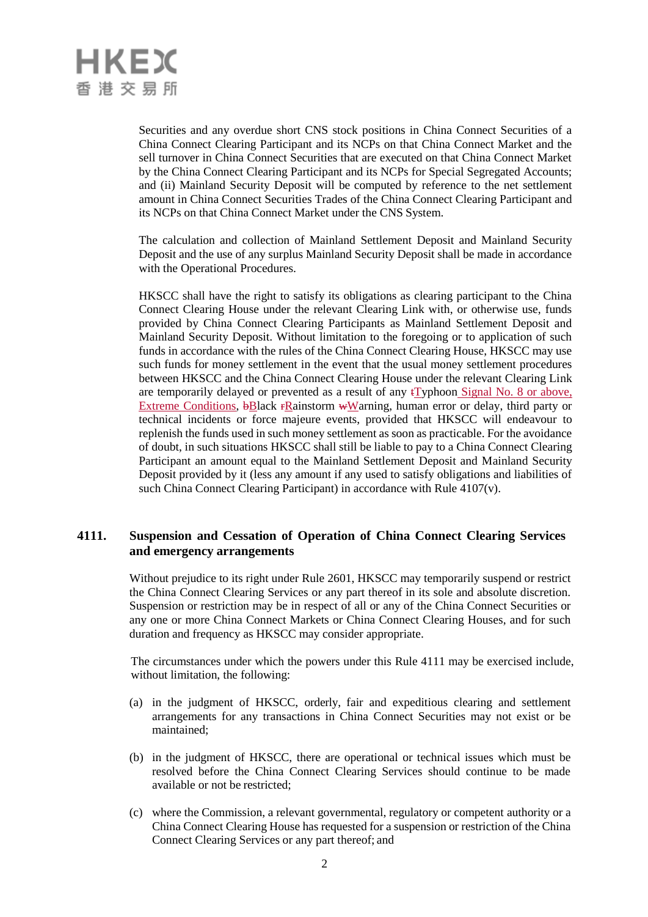Securities and any overdue short CNS stock positions in China Connect Securities of a China Connect Clearing Participant and its NCPs on that China Connect Market and the sell turnover in China Connect Securities that are executed on that China Connect Market by the China Connect Clearing Participant and its NCPs for Special Segregated Accounts; and (ii) Mainland Security Deposit will be computed by reference to the net settlement amount in China Connect Securities Trades of the China Connect Clearing Participant and its NCPs on that China Connect Market under the CNS System.

The calculation and collection of Mainland Settlement Deposit and Mainland Security Deposit and the use of any surplus Mainland Security Deposit shall be made in accordance with the Operational Procedures.

HKSCC shall have the right to satisfy its obligations as clearing participant to the China Connect Clearing House under the relevant Clearing Link with, or otherwise use, funds provided by China Connect Clearing Participants as Mainland Settlement Deposit and Mainland Security Deposit. Without limitation to the foregoing or to application of such funds in accordance with the rules of the China Connect Clearing House, HKSCC may use such funds for money settlement in the event that the usual money settlement procedures between HKSCC and the China Connect Clearing House under the relevant Clearing Link are temporarily delayed or prevented as a result of any ~~t~~Typhoon Signal No. 8 or above, Extreme Conditions, ~~b~~Black ~~r~~Rainstorm ~~w~~Warning, human error or delay, third party or technical incidents or force majeure events, provided that HKSCC will endeavour to replenish the funds used in such money settlement as soon as practicable. For the avoidance of doubt, in such situations HKSCC shall still be liable to pay to a China Connect Clearing Participant an amount equal to the Mainland Settlement Deposit and Mainland Security Deposit provided by it (less any amount if any used to satisfy obligations and liabilities of such China Connect Clearing Participant) in accordance with Rule 4107(v).

**4111. Suspension and Cessation of Operation of China Connect Clearing Services and emergency arrangements**

Without prejudice to its right under Rule 2601, HKSCC may temporarily suspend or restrict the China Connect Clearing Services or any part thereof in its sole and absolute discretion. Suspension or restriction may be in respect of all or any of the China Connect Securities or any one or more China Connect Markets or China Connect Clearing Houses, and for such duration and frequency as HKSCC may consider appropriate.

The circumstances under which the powers under this Rule 4111 may be exercised include, without limitation, the following:

(a) in the judgment of HKSCC, orderly, fair and expeditious clearing and settlement arrangements for any transactions in China Connect Securities may not exist or be maintained;

(b) in the judgment of HKSCC, there are operational or technical issues which must be resolved before the China Connect Clearing Services should continue to be made available or not be restricted;

(c) where the Commission, a relevant governmental, regulatory or competent authority or a China Connect Clearing House has requested for a suspension or restriction of the China Connect Clearing Services or any part thereof; and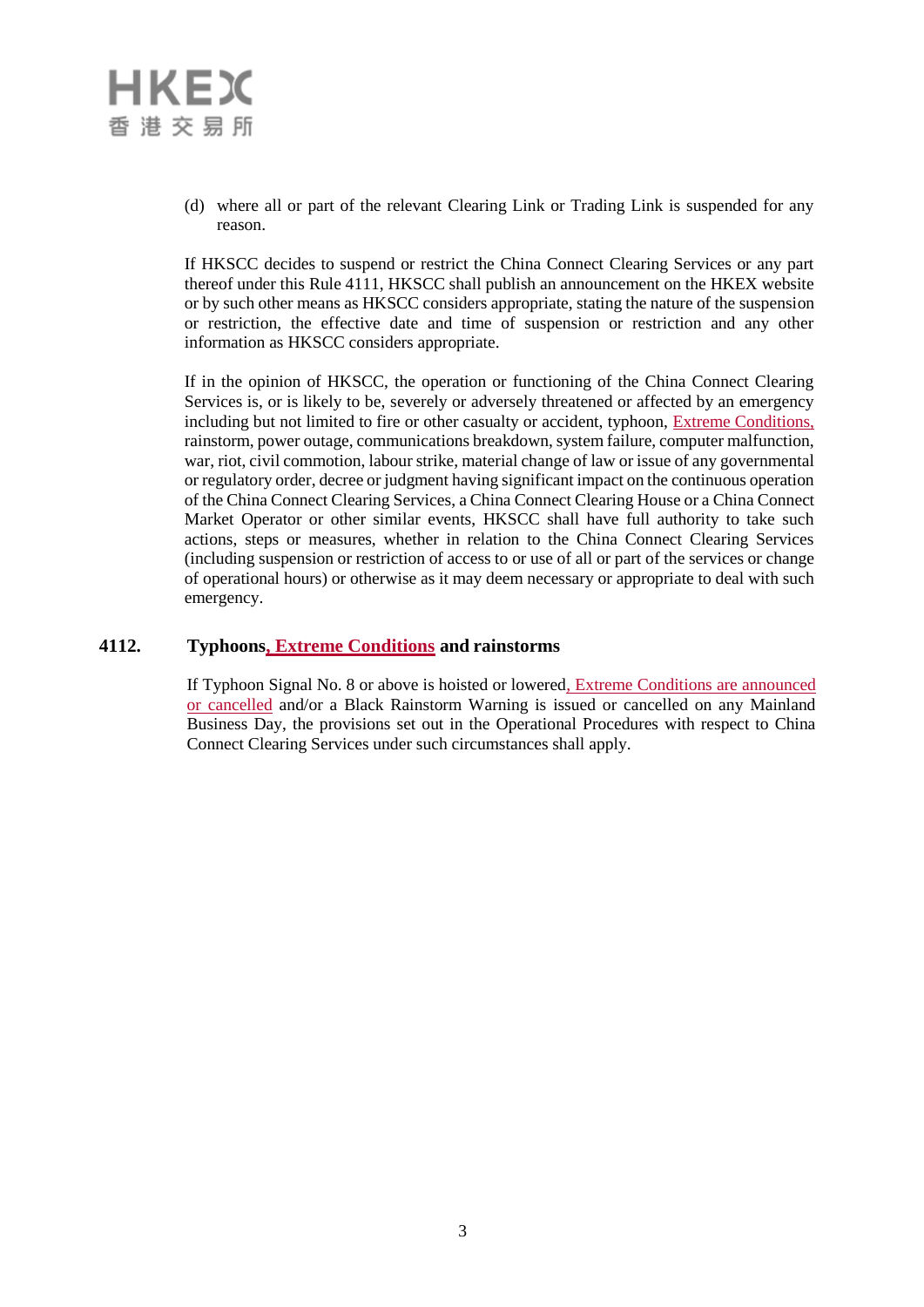(d) where all or part of the relevant Clearing Link or Trading Link is suspended for any reason.

If HKSCC decides to suspend or restrict the China Connect Clearing Services or any part thereof under this Rule 4111, HKSCC shall publish an announcement on the HKEX website or by such other means as HKSCC considers appropriate, stating the nature of the suspension or restriction, the effective date and time of suspension or restriction and any other information as HKSCC considers appropriate.

If in the opinion of HKSCC, the operation or functioning of the China Connect Clearing Services is, or is likely to be, severely or adversely threatened or affected by an emergency including but not limited to fire or other casualty or accident, typhoon, Extreme Conditions, rainstorm, power outage, communications breakdown, system failure, computer malfunction, war, riot, civil commotion, labour strike, material change of law or issue of any governmental or regulatory order, decree or judgment having significant impact on the continuous operation of the China Connect Clearing Services, a China Connect Clearing House or a China Connect Market Operator or other similar events, HKSCC shall have full authority to take such actions, steps or measures, whether in relation to the China Connect Clearing Services (including suspension or restriction of access to or use of all or part of the services or change of operational hours) or otherwise as it may deem necessary or appropriate to deal with such emergency.

## 4112. Typhoons, Extreme Conditions and rainstorms

If Typhoon Signal No. 8 or above is hoisted or lowered, Extreme Conditions are announced or cancelled and/or a Black Rainstorm Warning is issued or cancelled on any Mainland Business Day, the provisions set out in the Operational Procedures with respect to China Connect Clearing Services under such circumstances shall apply.